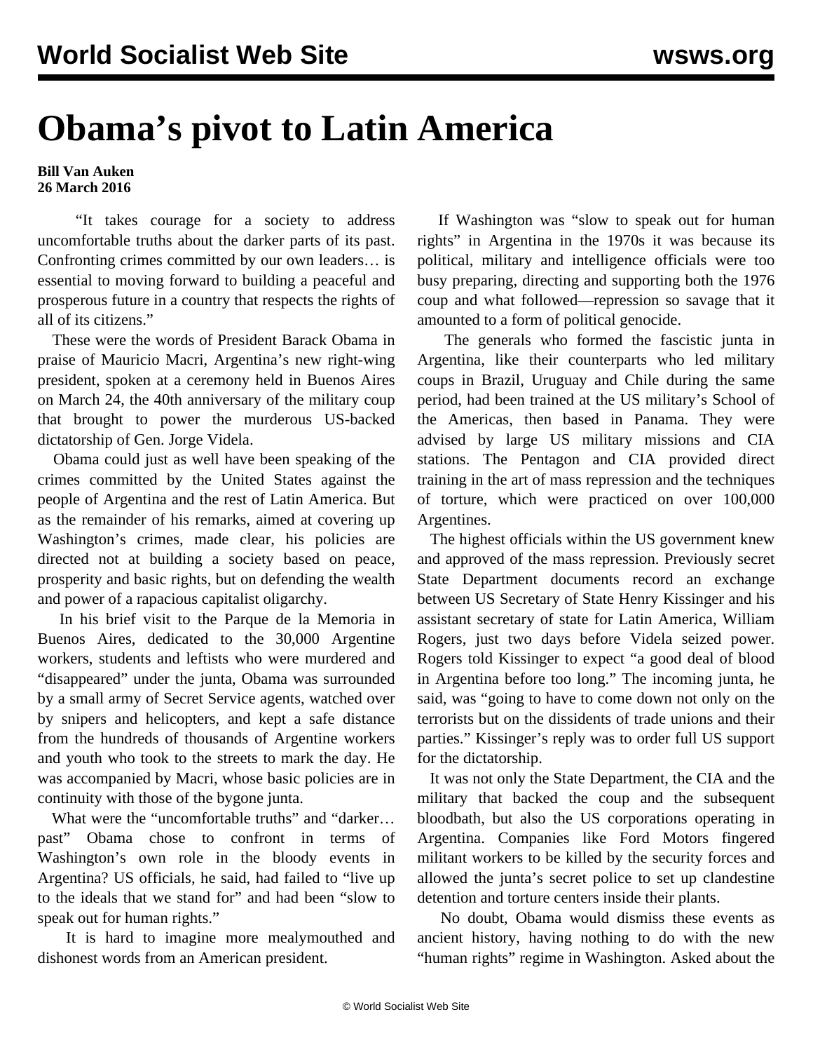# Obama's pivot to Latin America

**Bill Van Auken**
**26 March 2016**

"It takes courage for a society to address uncomfortable truths about the darker parts of its past. Confronting crimes committed by our own leaders… is essential to moving forward to building a peaceful and prosperous future in a country that respects the rights of all of its citizens."

These were the words of President Barack Obama in praise of Mauricio Macri, Argentina's new right-wing president, spoken at a ceremony held in Buenos Aires on March 24, the 40th anniversary of the military coup that brought to power the murderous US-backed dictatorship of Gen. Jorge Videla.

Obama could just as well have been speaking of the crimes committed by the United States against the people of Argentina and the rest of Latin America. But as the remainder of his remarks, aimed at covering up Washington's crimes, made clear, his policies are directed not at building a society based on peace, prosperity and basic rights, but on defending the wealth and power of a rapacious capitalist oligarchy.

In his brief visit to the Parque de la Memoria in Buenos Aires, dedicated to the 30,000 Argentine workers, students and leftists who were murdered and "disappeared" under the junta, Obama was surrounded by a small army of Secret Service agents, watched over by snipers and helicopters, and kept a safe distance from the hundreds of thousands of Argentine workers and youth who took to the streets to mark the day. He was accompanied by Macri, whose basic policies are in continuity with those of the bygone junta.

What were the "uncomfortable truths" and "darker… past" Obama chose to confront in terms of Washington's own role in the bloody events in Argentina? US officials, he said, had failed to "live up to the ideals that we stand for" and had been "slow to speak out for human rights."

It is hard to imagine more mealymouthed and dishonest words from an American president.

If Washington was "slow to speak out for human rights" in Argentina in the 1970s it was because its political, military and intelligence officials were too busy preparing, directing and supporting both the 1976 coup and what followed—repression so savage that it amounted to a form of political genocide.

The generals who formed the fascistic junta in Argentina, like their counterparts who led military coups in Brazil, Uruguay and Chile during the same period, had been trained at the US military's School of the Americas, then based in Panama. They were advised by large US military missions and CIA stations. The Pentagon and CIA provided direct training in the art of mass repression and the techniques of torture, which were practiced on over 100,000 Argentines.

The highest officials within the US government knew and approved of the mass repression. Previously secret State Department documents record an exchange between US Secretary of State Henry Kissinger and his assistant secretary of state for Latin America, William Rogers, just two days before Videla seized power. Rogers told Kissinger to expect "a good deal of blood in Argentina before too long." The incoming junta, he said, was "going to have to come down not only on the terrorists but on the dissidents of trade unions and their parties." Kissinger's reply was to order full US support for the dictatorship.

It was not only the State Department, the CIA and the military that backed the coup and the subsequent bloodbath, but also the US corporations operating in Argentina. Companies like Ford Motors fingered militant workers to be killed by the security forces and allowed the junta's secret police to set up clandestine detention and torture centers inside their plants.

No doubt, Obama would dismiss these events as ancient history, having nothing to do with the new "human rights" regime in Washington. Asked about the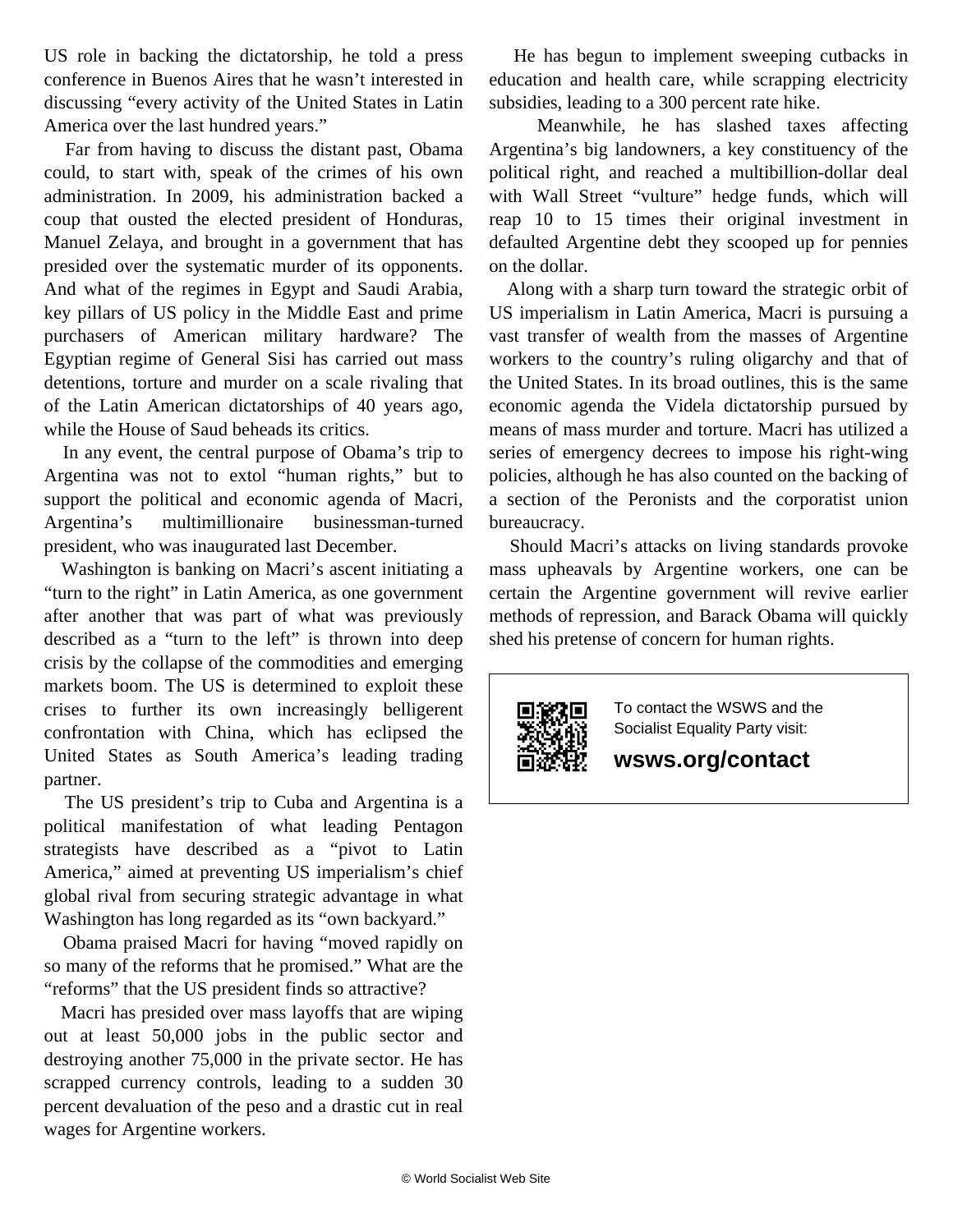US role in backing the dictatorship, he told a press conference in Buenos Aires that he wasn't interested in discussing "every activity of the United States in Latin America over the last hundred years."

Far from having to discuss the distant past, Obama could, to start with, speak of the crimes of his own administration. In 2009, his administration backed a coup that ousted the elected president of Honduras, Manuel Zelaya, and brought in a government that has presided over the systematic murder of its opponents. And what of the regimes in Egypt and Saudi Arabia, key pillars of US policy in the Middle East and prime purchasers of American military hardware? The Egyptian regime of General Sisi has carried out mass detentions, torture and murder on a scale rivaling that of the Latin American dictatorships of 40 years ago, while the House of Saud beheads its critics.

In any event, the central purpose of Obama's trip to Argentina was not to extol "human rights," but to support the political and economic agenda of Macri, Argentina's multimillionaire businessman-turned president, who was inaugurated last December.

Washington is banking on Macri's ascent initiating a "turn to the right" in Latin America, as one government after another that was part of what was previously described as a "turn to the left" is thrown into deep crisis by the collapse of the commodities and emerging markets boom. The US is determined to exploit these crises to further its own increasingly belligerent confrontation with China, which has eclipsed the United States as South America's leading trading partner.

The US president's trip to Cuba and Argentina is a political manifestation of what leading Pentagon strategists have described as a "pivot to Latin America," aimed at preventing US imperialism's chief global rival from securing strategic advantage in what Washington has long regarded as its "own backyard."

Obama praised Macri for having "moved rapidly on so many of the reforms that he promised." What are the "reforms" that the US president finds so attractive?

Macri has presided over mass layoffs that are wiping out at least 50,000 jobs in the public sector and destroying another 75,000 in the private sector. He has scrapped currency controls, leading to a sudden 30 percent devaluation of the peso and a drastic cut in real wages for Argentine workers.

He has begun to implement sweeping cutbacks in education and health care, while scrapping electricity subsidies, leading to a 300 percent rate hike.

Meanwhile, he has slashed taxes affecting Argentina's big landowners, a key constituency of the political right, and reached a multibillion-dollar deal with Wall Street "vulture" hedge funds, which will reap 10 to 15 times their original investment in defaulted Argentine debt they scooped up for pennies on the dollar.

Along with a sharp turn toward the strategic orbit of US imperialism in Latin America, Macri is pursuing a vast transfer of wealth from the masses of Argentine workers to the country's ruling oligarchy and that of the United States. In its broad outlines, this is the same economic agenda the Videla dictatorship pursued by means of mass murder and torture. Macri has utilized a series of emergency decrees to impose his right-wing policies, although he has also counted on the backing of a section of the Peronists and the corporatist union bureaucracy.

Should Macri's attacks on living standards provoke mass upheavals by Argentine workers, one can be certain the Argentine government will revive earlier methods of repression, and Barack Obama will quickly shed his pretense of concern for human rights.

To contact the WSWS and the Socialist Equality Party visit:

**wsws.org/contact**